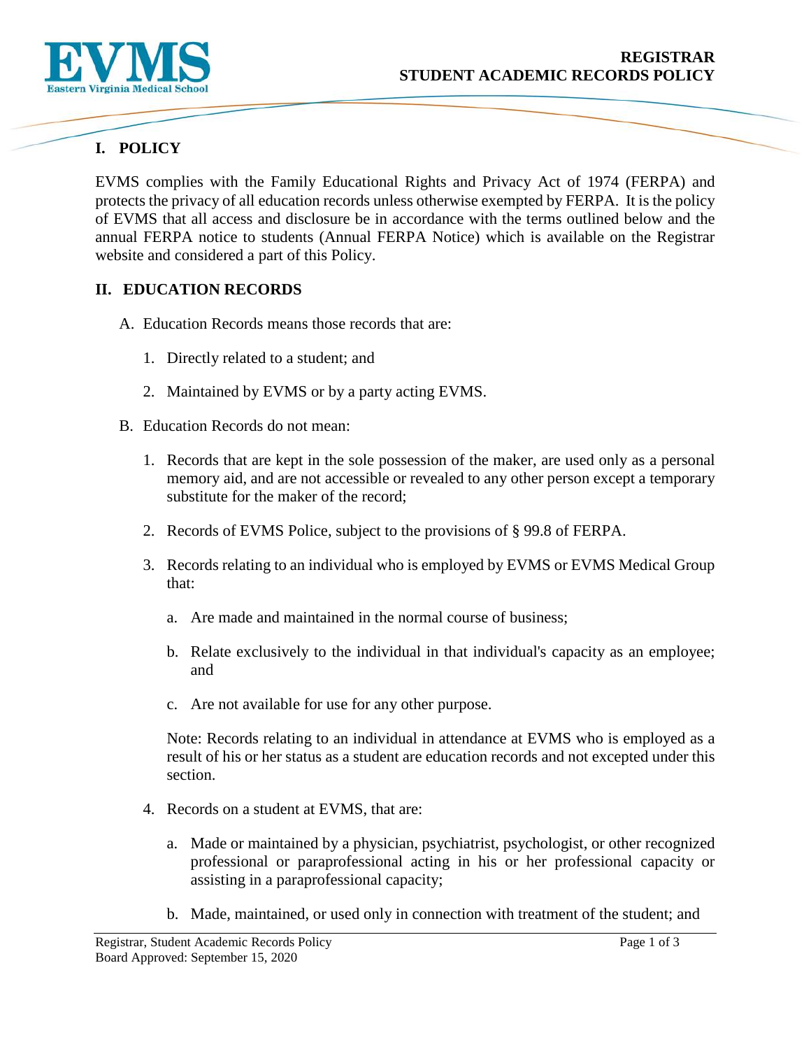**REGISTRAR**
**STUDENT ACADEMIC RECORDS POLICY**

## I. POLICY

EVMS complies with the Family Educational Rights and Privacy Act of 1974 (FERPA) and protects the privacy of all education records unless otherwise exempted by FERPA. It is the policy of EVMS that all access and disclosure be in accordance with the terms outlined below and the annual FERPA notice to students (Annual FERPA Notice) which is available on the Registrar website and considered a part of this Policy.

## II. EDUCATION RECORDS

A. Education Records means those records that are:

1. Directly related to a student; and
2. Maintained by EVMS or by a party acting EVMS.

B. Education Records do not mean:

1. Records that are kept in the sole possession of the maker, are used only as a personal memory aid, and are not accessible or revealed to any other person except a temporary substitute for the maker of the record;
2. Records of EVMS Police, subject to the provisions of § 99.8 of FERPA.
3. Records relating to an individual who is employed by EVMS or EVMS Medical Group that:

   a. Are made and maintained in the normal course of business;

   b. Relate exclusively to the individual in that individual's capacity as an employee; and

   c. Are not available for use for any other purpose.

   Note: Records relating to an individual in attendance at EVMS who is employed as a result of his or her status as a student are education records and not excepted under this section.

4. Records on a student at EVMS, that are:

   a. Made or maintained by a physician, psychiatrist, psychologist, or other recognized professional or paraprofessional acting in his or her professional capacity or assisting in a paraprofessional capacity;

   b. Made, maintained, or used only in connection with treatment of the student; and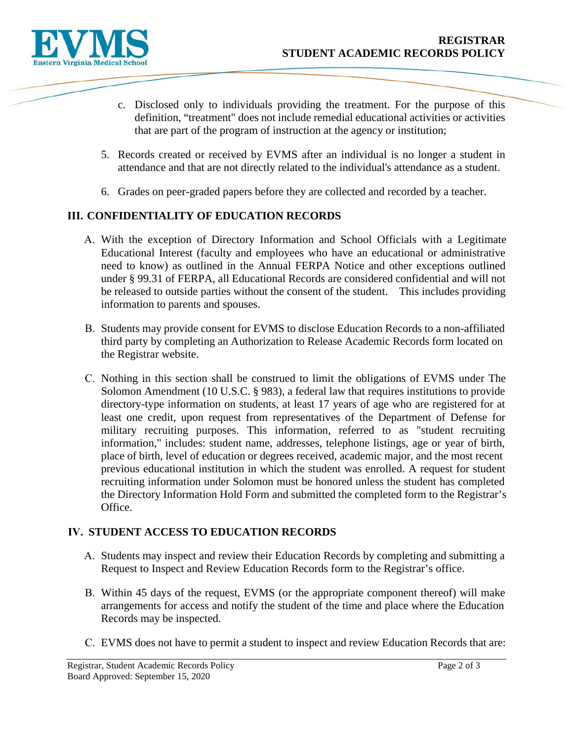c. Disclosed only to individuals providing the treatment. For the purpose of this definition, "treatment" does not include remedial educational activities or activities that are part of the program of instruction at the agency or institution;

5. Records created or received by EVMS after an individual is no longer a student in attendance and that are not directly related to the individual's attendance as a student.

6. Grades on peer-graded papers before they are collected and recorded by a teacher.

## III. CONFIDENTIALITY OF EDUCATION RECORDS

A. With the exception of Directory Information and School Officials with a Legitimate Educational Interest (faculty and employees who have an educational or administrative need to know) as outlined in the Annual FERPA Notice and other exceptions outlined under § 99.31 of FERPA, all Educational Records are considered confidential and will not be released to outside parties without the consent of the student. This includes providing information to parents and spouses.

B. Students may provide consent for EVMS to disclose Education Records to a non-affiliated third party by completing an Authorization to Release Academic Records form located on the Registrar website.

C. Nothing in this section shall be construed to limit the obligations of EVMS under The Solomon Amendment (10 U.S.C. § 983), a federal law that requires institutions to provide directory-type information on students, at least 17 years of age who are registered for at least one credit, upon request from representatives of the Department of Defense for military recruiting purposes. This information, referred to as "student recruiting information," includes: student name, addresses, telephone listings, age or year of birth, place of birth, level of education or degrees received, academic major, and the most recent previous educational institution in which the student was enrolled. A request for student recruiting information under Solomon must be honored unless the student has completed the Directory Information Hold Form and submitted the completed form to the Registrar's Office.

## IV. STUDENT ACCESS TO EDUCATION RECORDS

A. Students may inspect and review their Education Records by completing and submitting a Request to Inspect and Review Education Records form to the Registrar's office.

B. Within 45 days of the request, EVMS (or the appropriate component thereof) will make arrangements for access and notify the student of the time and place where the Education Records may be inspected.

C. EVMS does not have to permit a student to inspect and review Education Records that are: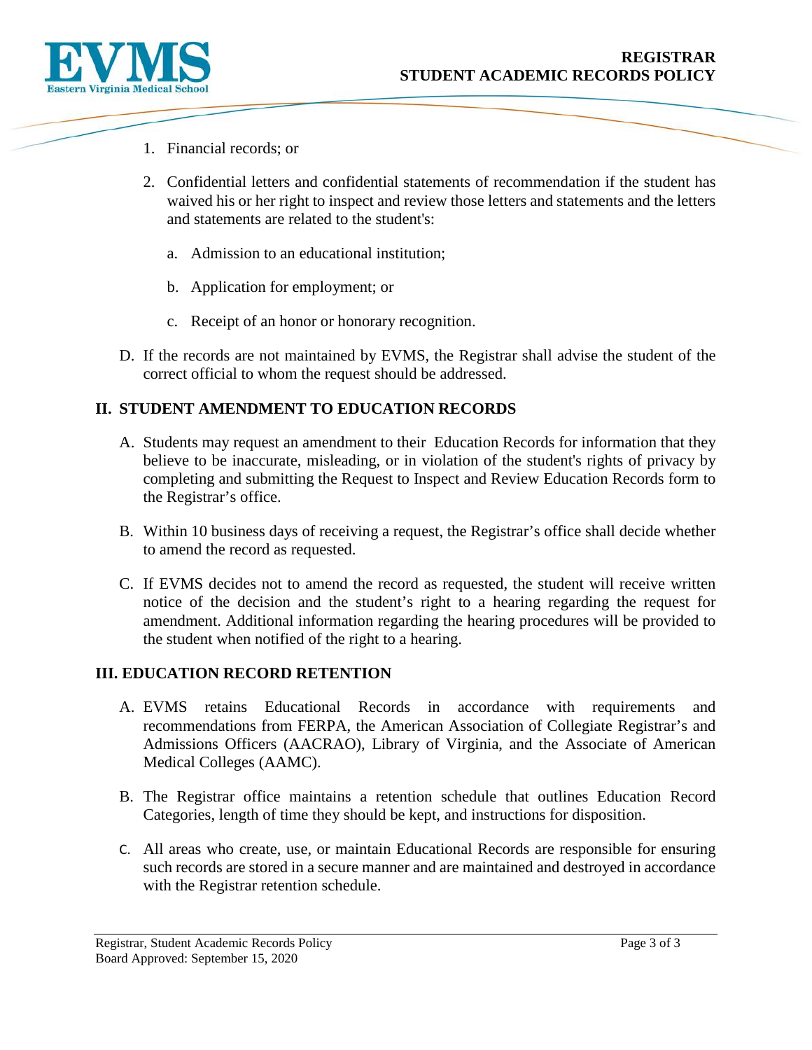1. Financial records; or

2. Confidential letters and confidential statements of recommendation if the student has waived his or her right to inspect and review those letters and statements and the letters and statements are related to the student's:

   a. Admission to an educational institution;

   b. Application for employment; or

   c. Receipt of an honor or honorary recognition.

D. If the records are not maintained by EVMS, the Registrar shall advise the student of the correct official to whom the request should be addressed.

## II. STUDENT AMENDMENT TO EDUCATION RECORDS

A. Students may request an amendment to their Education Records for information that they believe to be inaccurate, misleading, or in violation of the student's rights of privacy by completing and submitting the Request to Inspect and Review Education Records form to the Registrar's office.

B. Within 10 business days of receiving a request, the Registrar's office shall decide whether to amend the record as requested.

C. If EVMS decides not to amend the record as requested, the student will receive written notice of the decision and the student's right to a hearing regarding the request for amendment. Additional information regarding the hearing procedures will be provided to the student when notified of the right to a hearing.

## III. EDUCATION RECORD RETENTION

A. EVMS retains Educational Records in accordance with requirements and recommendations from FERPA, the American Association of Collegiate Registrar's and Admissions Officers (AACRAO), Library of Virginia, and the Associate of American Medical Colleges (AAMC).

B. The Registrar office maintains a retention schedule that outlines Education Record Categories, length of time they should be kept, and instructions for disposition.

C. All areas who create, use, or maintain Educational Records are responsible for ensuring such records are stored in a secure manner and are maintained and destroyed in accordance with the Registrar retention schedule.